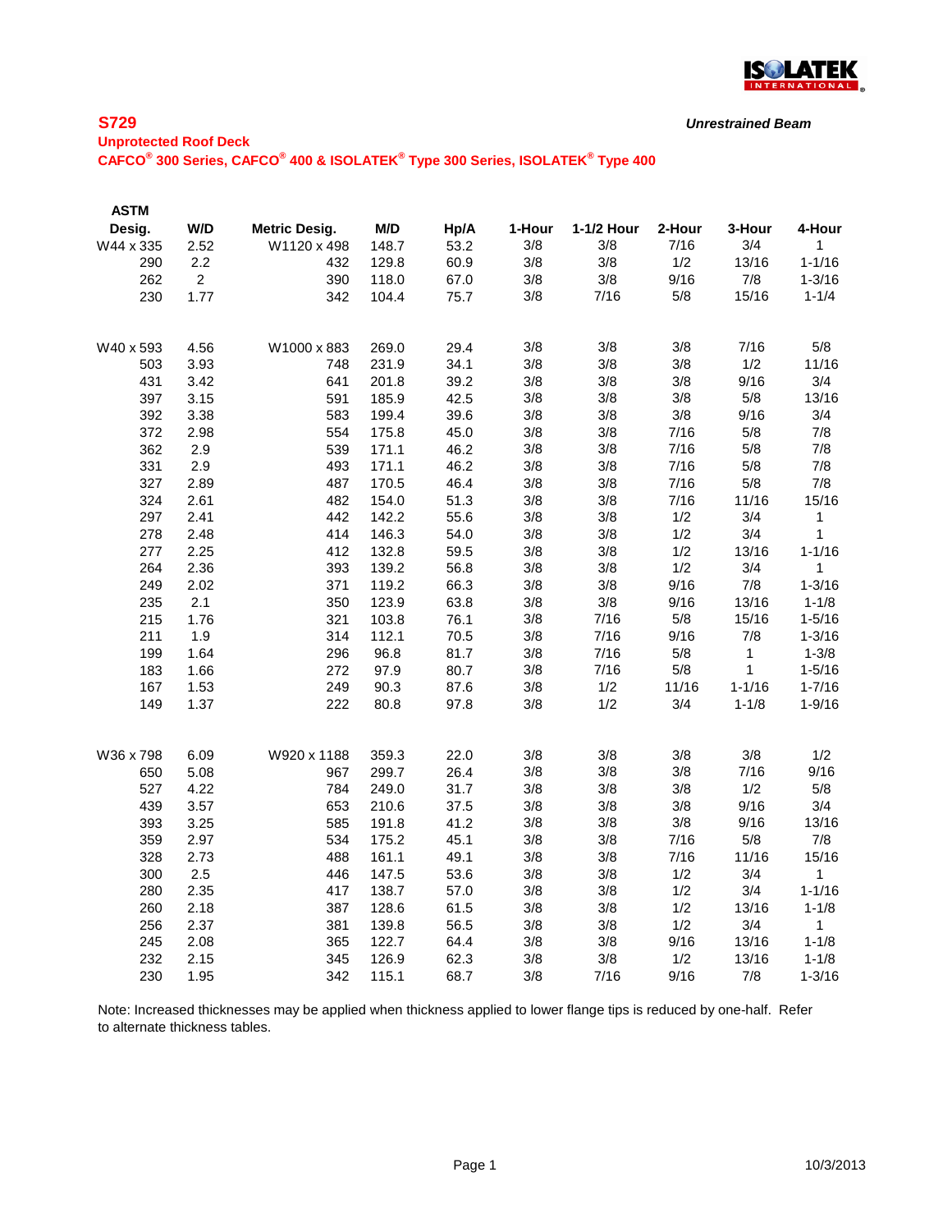## S729

***Unrestrained Beam***

**Unprotected Roof Deck**

**CAFCO® 300 Series, CAFCO® 400 & ISOLATEK® Type 300 Series, ISOLATEK® Type 400**

| ASTM Desig. | W/D | Metric Desig. | M/D | Hp/A | 1-Hour | 1-1/2 Hour | 2-Hour | 3-Hour | 4-Hour |
|---|---|---|---|---|---|---|---|---|---|
| W44 x 335 | 2.52 | W1120 x 498 | 148.7 | 53.2 | 3/8 | 3/8 | 7/16 | 3/4 | 1 |
| 290 | 2.2 | 432 | 129.8 | 60.9 | 3/8 | 3/8 | 1/2 | 13/16 | 1-1/16 |
| 262 | 2 | 390 | 118.0 | 67.0 | 3/8 | 3/8 | 9/16 | 7/8 | 1-3/16 |
| 230 | 1.77 | 342 | 104.4 | 75.7 | 3/8 | 7/16 | 5/8 | 15/16 | 1-1/4 |
| | | | | | | | | | |
| W40 x 593 | 4.56 | W1000 x 883 | 269.0 | 29.4 | 3/8 | 3/8 | 3/8 | 7/16 | 5/8 |
| 503 | 3.93 | 748 | 231.9 | 34.1 | 3/8 | 3/8 | 3/8 | 1/2 | 11/16 |
| 431 | 3.42 | 641 | 201.8 | 39.2 | 3/8 | 3/8 | 3/8 | 9/16 | 3/4 |
| 397 | 3.15 | 591 | 185.9 | 42.5 | 3/8 | 3/8 | 3/8 | 5/8 | 13/16 |
| 392 | 3.38 | 583 | 199.4 | 39.6 | 3/8 | 3/8 | 3/8 | 9/16 | 3/4 |
| 372 | 2.98 | 554 | 175.8 | 45.0 | 3/8 | 3/8 | 7/16 | 5/8 | 7/8 |
| 362 | 2.9 | 539 | 171.1 | 46.2 | 3/8 | 3/8 | 7/16 | 5/8 | 7/8 |
| 331 | 2.9 | 493 | 171.1 | 46.2 | 3/8 | 3/8 | 7/16 | 5/8 | 7/8 |
| 327 | 2.89 | 487 | 170.5 | 46.4 | 3/8 | 3/8 | 7/16 | 5/8 | 7/8 |
| 324 | 2.61 | 482 | 154.0 | 51.3 | 3/8 | 3/8 | 7/16 | 11/16 | 15/16 |
| 297 | 2.41 | 442 | 142.2 | 55.6 | 3/8 | 3/8 | 1/2 | 3/4 | 1 |
| 278 | 2.48 | 414 | 146.3 | 54.0 | 3/8 | 3/8 | 1/2 | 3/4 | 1 |
| 277 | 2.25 | 412 | 132.8 | 59.5 | 3/8 | 3/8 | 1/2 | 13/16 | 1-1/16 |
| 264 | 2.36 | 393 | 139.2 | 56.8 | 3/8 | 3/8 | 1/2 | 3/4 | 1 |
| 249 | 2.02 | 371 | 119.2 | 66.3 | 3/8 | 3/8 | 9/16 | 7/8 | 1-3/16 |
| 235 | 2.1 | 350 | 123.9 | 63.8 | 3/8 | 3/8 | 9/16 | 13/16 | 1-1/8 |
| 215 | 1.76 | 321 | 103.8 | 76.1 | 3/8 | 7/16 | 5/8 | 15/16 | 1-5/16 |
| 211 | 1.9 | 314 | 112.1 | 70.5 | 3/8 | 7/16 | 9/16 | 7/8 | 1-3/16 |
| 199 | 1.64 | 296 | 96.8 | 81.7 | 3/8 | 7/16 | 5/8 | 1 | 1-3/8 |
| 183 | 1.66 | 272 | 97.9 | 80.7 | 3/8 | 7/16 | 5/8 | 1 | 1-5/16 |
| 167 | 1.53 | 249 | 90.3 | 87.6 | 3/8 | 1/2 | 11/16 | 1-1/16 | 1-7/16 |
| 149 | 1.37 | 222 | 80.8 | 97.8 | 3/8 | 1/2 | 3/4 | 1-1/8 | 1-9/16 |
| | | | | | | | | | |
| W36 x 798 | 6.09 | W920 x 1188 | 359.3 | 22.0 | 3/8 | 3/8 | 3/8 | 3/8 | 1/2 |
| 650 | 5.08 | 967 | 299.7 | 26.4 | 3/8 | 3/8 | 3/8 | 7/16 | 9/16 |
| 527 | 4.22 | 784 | 249.0 | 31.7 | 3/8 | 3/8 | 3/8 | 1/2 | 5/8 |
| 439 | 3.57 | 653 | 210.6 | 37.5 | 3/8 | 3/8 | 3/8 | 9/16 | 3/4 |
| 393 | 3.25 | 585 | 191.8 | 41.2 | 3/8 | 3/8 | 3/8 | 9/16 | 13/16 |
| 359 | 2.97 | 534 | 175.2 | 45.1 | 3/8 | 3/8 | 7/16 | 5/8 | 7/8 |
| 328 | 2.73 | 488 | 161.1 | 49.1 | 3/8 | 3/8 | 7/16 | 11/16 | 15/16 |
| 300 | 2.5 | 446 | 147.5 | 53.6 | 3/8 | 3/8 | 1/2 | 3/4 | 1 |
| 280 | 2.35 | 417 | 138.7 | 57.0 | 3/8 | 3/8 | 1/2 | 3/4 | 1-1/16 |
| 260 | 2.18 | 387 | 128.6 | 61.5 | 3/8 | 3/8 | 1/2 | 13/16 | 1-1/8 |
| 256 | 2.37 | 381 | 139.8 | 56.5 | 3/8 | 3/8 | 1/2 | 3/4 | 1 |
| 245 | 2.08 | 365 | 122.7 | 64.4 | 3/8 | 3/8 | 9/16 | 13/16 | 1-1/8 |
| 232 | 2.15 | 345 | 126.9 | 62.3 | 3/8 | 3/8 | 1/2 | 13/16 | 1-1/8 |
| 230 | 1.95 | 342 | 115.1 | 68.7 | 3/8 | 7/16 | 9/16 | 7/8 | 1-3/16 |

Note: Increased thicknesses may be applied when thickness applied to lower flange tips is reduced by one-half. Refer to alternate thickness tables.

10/3/2013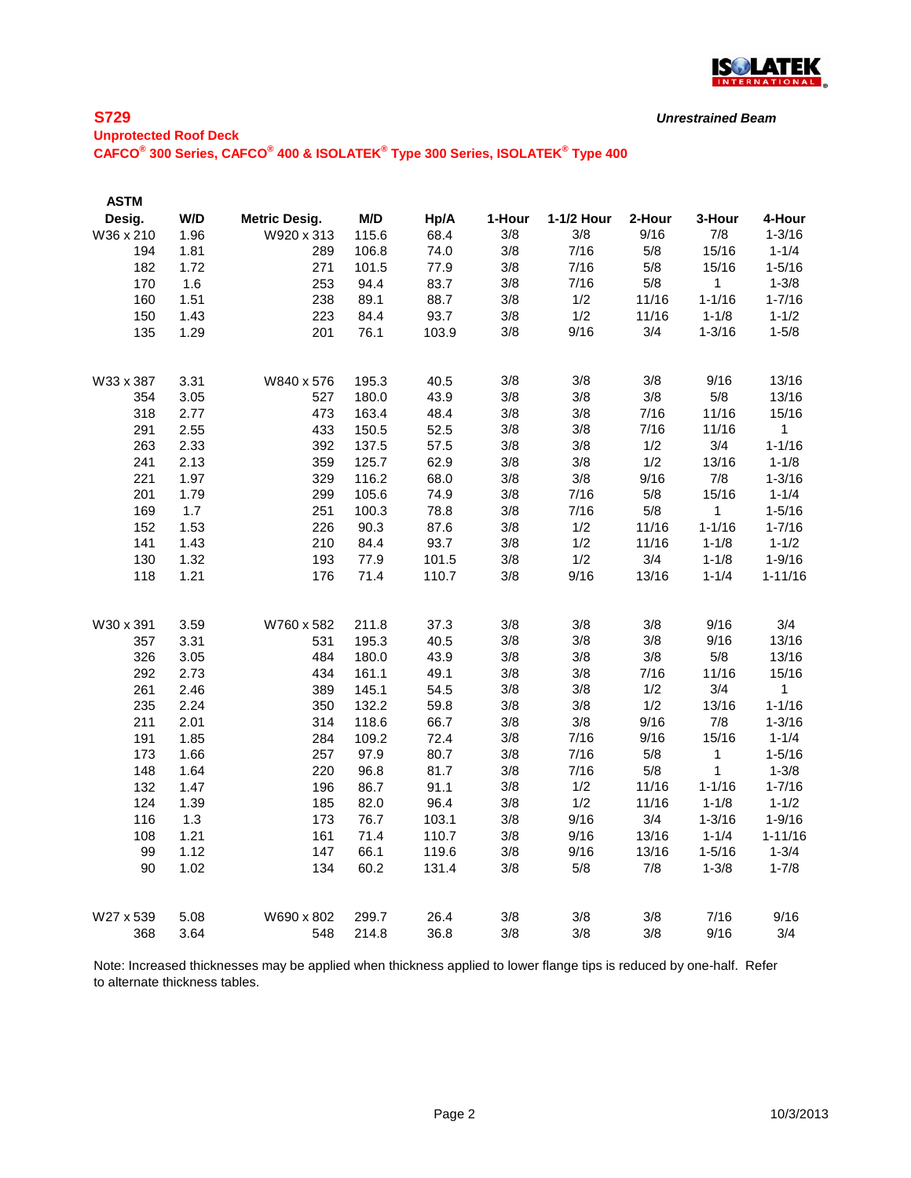**S729**

*Unrestrained Beam*

**Unprotected Roof Deck**

**CAFCO® 300 Series, CAFCO® 400 & ISOLATEK® Type 300 Series, ISOLATEK® Type 400**

| ASTM Desig. | W/D | Metric Desig. | M/D | Hp/A | 1-Hour | 1-1/2 Hour | 2-Hour | 3-Hour | 4-Hour |
|---|---|---|---|---|---|---|---|---|---|
| W36 x 210 | 1.96 | W920 x 313 | 115.6 | 68.4 | 3/8 | 3/8 | 9/16 | 7/8 | 1-3/16 |
| 194 | 1.81 | 289 | 106.8 | 74.0 | 3/8 | 7/16 | 5/8 | 15/16 | 1-1/4 |
| 182 | 1.72 | 271 | 101.5 | 77.9 | 3/8 | 7/16 | 5/8 | 15/16 | 1-5/16 |
| 170 | 1.6 | 253 | 94.4 | 83.7 | 3/8 | 7/16 | 5/8 | 1 | 1-3/8 |
| 160 | 1.51 | 238 | 89.1 | 88.7 | 3/8 | 1/2 | 11/16 | 1-1/16 | 1-7/16 |
| 150 | 1.43 | 223 | 84.4 | 93.7 | 3/8 | 1/2 | 11/16 | 1-1/8 | 1-1/2 |
| 135 | 1.29 | 201 | 76.1 | 103.9 | 3/8 | 9/16 | 3/4 | 1-3/16 | 1-5/8 |
| | | | | | | | | | |
| W33 x 387 | 3.31 | W840 x 576 | 195.3 | 40.5 | 3/8 | 3/8 | 3/8 | 9/16 | 13/16 |
| 354 | 3.05 | 527 | 180.0 | 43.9 | 3/8 | 3/8 | 3/8 | 5/8 | 13/16 |
| 318 | 2.77 | 473 | 163.4 | 48.4 | 3/8 | 3/8 | 7/16 | 11/16 | 15/16 |
| 291 | 2.55 | 433 | 150.5 | 52.5 | 3/8 | 3/8 | 7/16 | 11/16 | 1 |
| 263 | 2.33 | 392 | 137.5 | 57.5 | 3/8 | 3/8 | 1/2 | 3/4 | 1-1/16 |
| 241 | 2.13 | 359 | 125.7 | 62.9 | 3/8 | 3/8 | 1/2 | 13/16 | 1-1/8 |
| 221 | 1.97 | 329 | 116.2 | 68.0 | 3/8 | 3/8 | 9/16 | 7/8 | 1-3/16 |
| 201 | 1.79 | 299 | 105.6 | 74.9 | 3/8 | 7/16 | 5/8 | 15/16 | 1-1/4 |
| 169 | 1.7 | 251 | 100.3 | 78.8 | 3/8 | 7/16 | 5/8 | 1 | 1-5/16 |
| 152 | 1.53 | 226 | 90.3 | 87.6 | 3/8 | 1/2 | 11/16 | 1-1/16 | 1-7/16 |
| 141 | 1.43 | 210 | 84.4 | 93.7 | 3/8 | 1/2 | 11/16 | 1-1/8 | 1-1/2 |
| 130 | 1.32 | 193 | 77.9 | 101.5 | 3/8 | 1/2 | 3/4 | 1-1/8 | 1-9/16 |
| 118 | 1.21 | 176 | 71.4 | 110.7 | 3/8 | 9/16 | 13/16 | 1-1/4 | 1-11/16 |
| | | | | | | | | | |
| W30 x 391 | 3.59 | W760 x 582 | 211.8 | 37.3 | 3/8 | 3/8 | 3/8 | 9/16 | 3/4 |
| 357 | 3.31 | 531 | 195.3 | 40.5 | 3/8 | 3/8 | 3/8 | 9/16 | 13/16 |
| 326 | 3.05 | 484 | 180.0 | 43.9 | 3/8 | 3/8 | 3/8 | 5/8 | 13/16 |
| 292 | 2.73 | 434 | 161.1 | 49.1 | 3/8 | 3/8 | 7/16 | 11/16 | 15/16 |
| 261 | 2.46 | 389 | 145.1 | 54.5 | 3/8 | 3/8 | 1/2 | 3/4 | 1 |
| 235 | 2.24 | 350 | 132.2 | 59.8 | 3/8 | 3/8 | 1/2 | 13/16 | 1-1/16 |
| 211 | 2.01 | 314 | 118.6 | 66.7 | 3/8 | 3/8 | 9/16 | 7/8 | 1-3/16 |
| 191 | 1.85 | 284 | 109.2 | 72.4 | 3/8 | 7/16 | 9/16 | 15/16 | 1-1/4 |
| 173 | 1.66 | 257 | 97.9 | 80.7 | 3/8 | 7/16 | 5/8 | 1 | 1-5/16 |
| 148 | 1.64 | 220 | 96.8 | 81.7 | 3/8 | 7/16 | 5/8 | 1 | 1-3/8 |
| 132 | 1.47 | 196 | 86.7 | 91.1 | 3/8 | 1/2 | 11/16 | 1-1/16 | 1-7/16 |
| 124 | 1.39 | 185 | 82.0 | 96.4 | 3/8 | 1/2 | 11/16 | 1-1/8 | 1-1/2 |
| 116 | 1.3 | 173 | 76.7 | 103.1 | 3/8 | 9/16 | 3/4 | 1-3/16 | 1-9/16 |
| 108 | 1.21 | 161 | 71.4 | 110.7 | 3/8 | 9/16 | 13/16 | 1-1/4 | 1-11/16 |
| 99 | 1.12 | 147 | 66.1 | 119.6 | 3/8 | 9/16 | 13/16 | 1-5/16 | 1-3/4 |
| 90 | 1.02 | 134 | 60.2 | 131.4 | 3/8 | 5/8 | 7/8 | 1-3/8 | 1-7/8 |
| | | | | | | | | | |
| W27 x 539 | 5.08 | W690 x 802 | 299.7 | 26.4 | 3/8 | 3/8 | 3/8 | 7/16 | 9/16 |
| 368 | 3.64 | 548 | 214.8 | 36.8 | 3/8 | 3/8 | 3/8 | 9/16 | 3/4 |

Note: Increased thicknesses may be applied when thickness applied to lower flange tips is reduced by one-half. Refer to alternate thickness tables.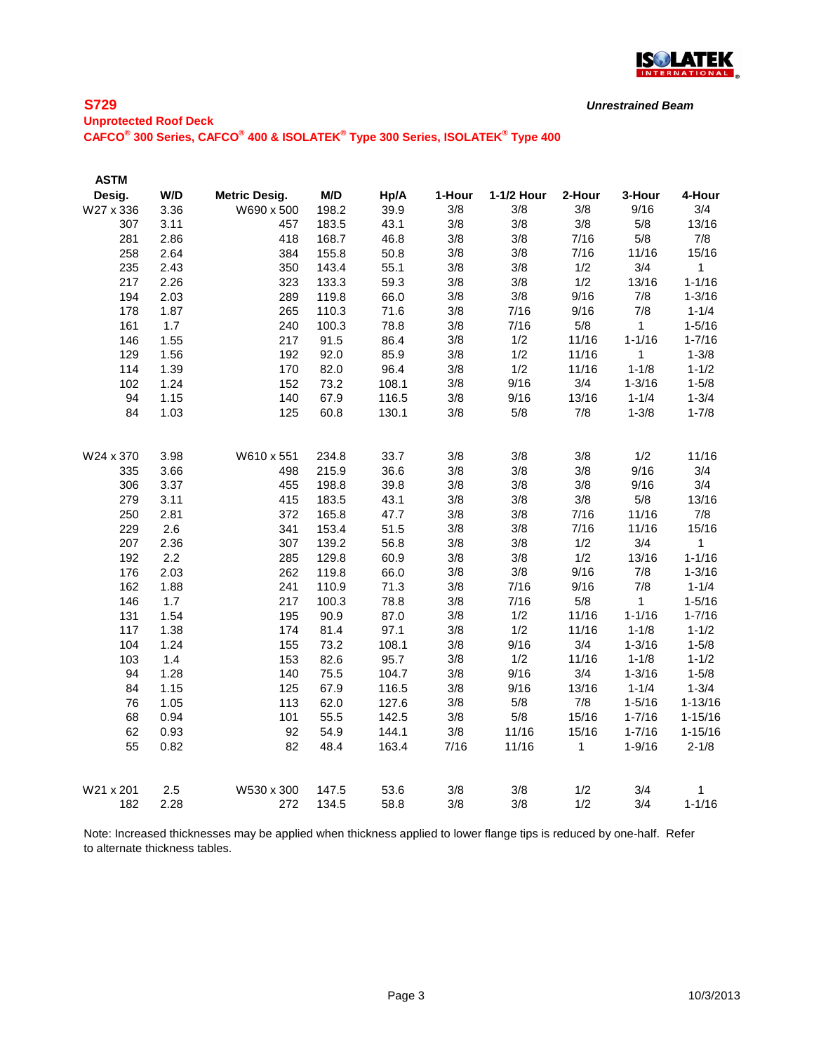## S729

*Unrestrained Beam*

**Unprotected Roof Deck**

**CAFCO® 300 Series, CAFCO® 400 & ISOLATEK® Type 300 Series, ISOLATEK® Type 400**

| ASTM Desig. | W/D | Metric Desig. | M/D | Hp/A | 1-Hour | 1-1/2 Hour | 2-Hour | 3-Hour | 4-Hour |
|---|---|---|---|---|---|---|---|---|---|
| W27 x 336 | 3.36 | W690 x 500 | 198.2 | 39.9 | 3/8 | 3/8 | 3/8 | 9/16 | 3/4 |
| 307 | 3.11 | 457 | 183.5 | 43.1 | 3/8 | 3/8 | 3/8 | 5/8 | 13/16 |
| 281 | 2.86 | 418 | 168.7 | 46.8 | 3/8 | 3/8 | 7/16 | 5/8 | 7/8 |
| 258 | 2.64 | 384 | 155.8 | 50.8 | 3/8 | 3/8 | 7/16 | 11/16 | 15/16 |
| 235 | 2.43 | 350 | 143.4 | 55.1 | 3/8 | 3/8 | 1/2 | 3/4 | 1 |
| 217 | 2.26 | 323 | 133.3 | 59.3 | 3/8 | 3/8 | 1/2 | 13/16 | 1-1/16 |
| 194 | 2.03 | 289 | 119.8 | 66.0 | 3/8 | 3/8 | 9/16 | 7/8 | 1-3/16 |
| 178 | 1.87 | 265 | 110.3 | 71.6 | 3/8 | 7/16 | 9/16 | 7/8 | 1-1/4 |
| 161 | 1.7 | 240 | 100.3 | 78.8 | 3/8 | 7/16 | 5/8 | 1 | 1-5/16 |
| 146 | 1.55 | 217 | 91.5 | 86.4 | 3/8 | 1/2 | 11/16 | 1-1/16 | 1-7/16 |
| 129 | 1.56 | 192 | 92.0 | 85.9 | 3/8 | 1/2 | 11/16 | 1 | 1-3/8 |
| 114 | 1.39 | 170 | 82.0 | 96.4 | 3/8 | 1/2 | 11/16 | 1-1/8 | 1-1/2 |
| 102 | 1.24 | 152 | 73.2 | 108.1 | 3/8 | 9/16 | 3/4 | 1-3/16 | 1-5/8 |
| 94 | 1.15 | 140 | 67.9 | 116.5 | 3/8 | 9/16 | 13/16 | 1-1/4 | 1-3/4 |
| 84 | 1.03 | 125 | 60.8 | 130.1 | 3/8 | 5/8 | 7/8 | 1-3/8 | 1-7/8 |
| | | | | | | | | | |
| W24 x 370 | 3.98 | W610 x 551 | 234.8 | 33.7 | 3/8 | 3/8 | 3/8 | 1/2 | 11/16 |
| 335 | 3.66 | 498 | 215.9 | 36.6 | 3/8 | 3/8 | 3/8 | 9/16 | 3/4 |
| 306 | 3.37 | 455 | 198.8 | 39.8 | 3/8 | 3/8 | 3/8 | 9/16 | 3/4 |
| 279 | 3.11 | 415 | 183.5 | 43.1 | 3/8 | 3/8 | 3/8 | 5/8 | 13/16 |
| 250 | 2.81 | 372 | 165.8 | 47.7 | 3/8 | 3/8 | 7/16 | 11/16 | 7/8 |
| 229 | 2.6 | 341 | 153.4 | 51.5 | 3/8 | 3/8 | 7/16 | 11/16 | 15/16 |
| 207 | 2.36 | 307 | 139.2 | 56.8 | 3/8 | 3/8 | 1/2 | 3/4 | 1 |
| 192 | 2.2 | 285 | 129.8 | 60.9 | 3/8 | 3/8 | 1/2 | 13/16 | 1-1/16 |
| 176 | 2.03 | 262 | 119.8 | 66.0 | 3/8 | 3/8 | 9/16 | 7/8 | 1-3/16 |
| 162 | 1.88 | 241 | 110.9 | 71.3 | 3/8 | 7/16 | 9/16 | 7/8 | 1-1/4 |
| 146 | 1.7 | 217 | 100.3 | 78.8 | 3/8 | 7/16 | 5/8 | 1 | 1-5/16 |
| 131 | 1.54 | 195 | 90.9 | 87.0 | 3/8 | 1/2 | 11/16 | 1-1/16 | 1-7/16 |
| 117 | 1.38 | 174 | 81.4 | 97.1 | 3/8 | 1/2 | 11/16 | 1-1/8 | 1-1/2 |
| 104 | 1.24 | 155 | 73.2 | 108.1 | 3/8 | 9/16 | 3/4 | 1-3/16 | 1-5/8 |
| 103 | 1.4 | 153 | 82.6 | 95.7 | 3/8 | 1/2 | 11/16 | 1-1/8 | 1-1/2 |
| 94 | 1.28 | 140 | 75.5 | 104.7 | 3/8 | 9/16 | 3/4 | 1-3/16 | 1-5/8 |
| 84 | 1.15 | 125 | 67.9 | 116.5 | 3/8 | 9/16 | 13/16 | 1-1/4 | 1-3/4 |
| 76 | 1.05 | 113 | 62.0 | 127.6 | 3/8 | 5/8 | 7/8 | 1-5/16 | 1-13/16 |
| 68 | 0.94 | 101 | 55.5 | 142.5 | 3/8 | 5/8 | 15/16 | 1-7/16 | 1-15/16 |
| 62 | 0.93 | 92 | 54.9 | 144.1 | 3/8 | 11/16 | 15/16 | 1-7/16 | 1-15/16 |
| 55 | 0.82 | 82 | 48.4 | 163.4 | 7/16 | 11/16 | 1 | 1-9/16 | 2-1/8 |
| | | | | | | | | | |
| W21 x 201 | 2.5 | W530 x 300 | 147.5 | 53.6 | 3/8 | 3/8 | 1/2 | 3/4 | 1 |
| 182 | 2.28 | 272 | 134.5 | 58.8 | 3/8 | 3/8 | 1/2 | 3/4 | 1-1/16 |

Note: Increased thicknesses may be applied when thickness applied to lower flange tips is reduced by one-half. Refer to alternate thickness tables.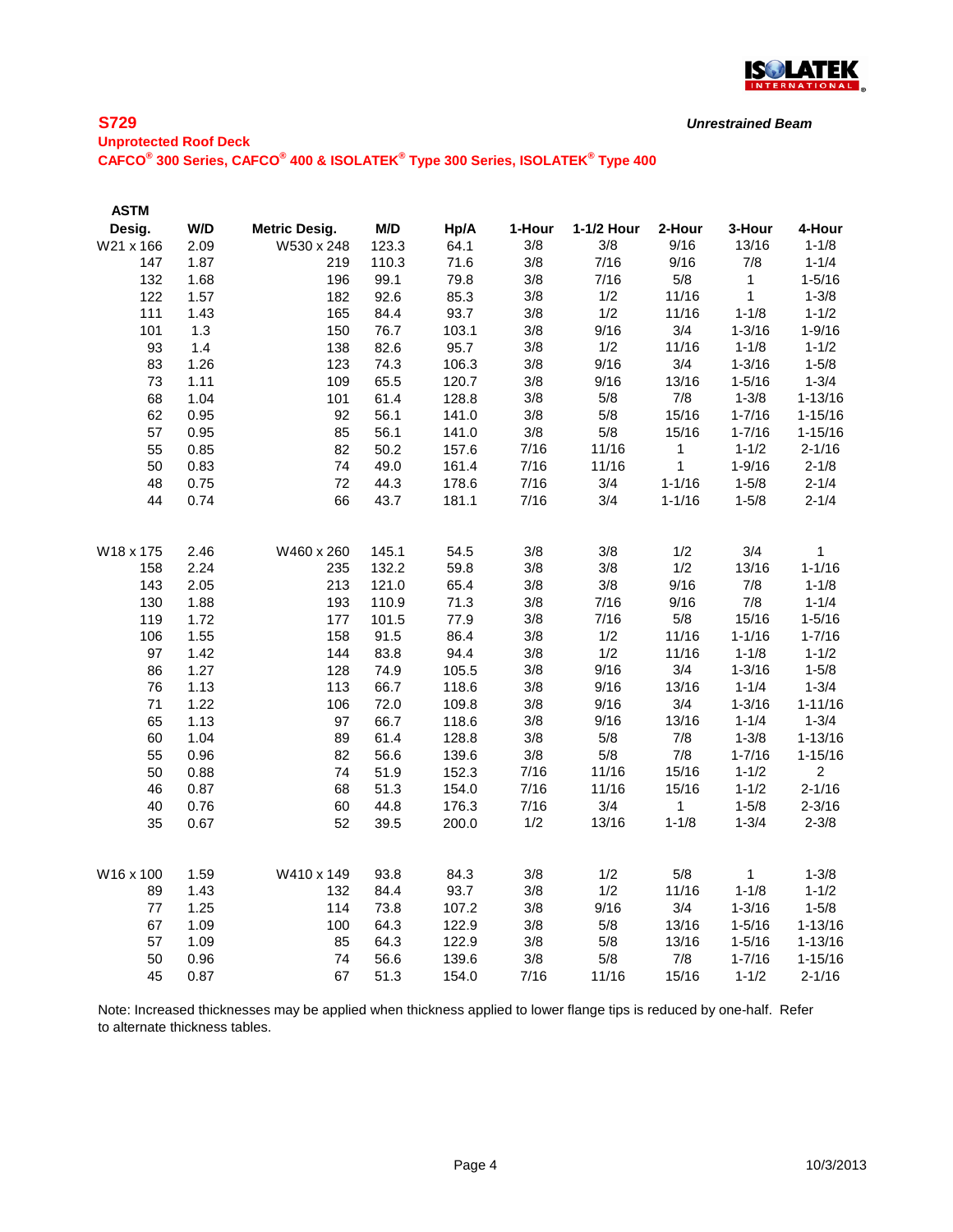**S729**

*Unrestrained Beam*

**Unprotected Roof Deck**

**CAFCO® 300 Series, CAFCO® 400 & ISOLATEK® Type 300 Series, ISOLATEK® Type 400**

| ASTM Desig. | W/D | Metric Desig. | M/D | Hp/A | 1-Hour | 1-1/2 Hour | 2-Hour | 3-Hour | 4-Hour |
|---|---|---|---|---|---|---|---|---|---|
| W21 x 166 | 2.09 | W530 x 248 | 123.3 | 64.1 | 3/8 | 3/8 | 9/16 | 13/16 | 1-1/8 |
| 147 | 1.87 | 219 | 110.3 | 71.6 | 3/8 | 7/16 | 9/16 | 7/8 | 1-1/4 |
| 132 | 1.68 | 196 | 99.1 | 79.8 | 3/8 | 7/16 | 5/8 | 1 | 1-5/16 |
| 122 | 1.57 | 182 | 92.6 | 85.3 | 3/8 | 1/2 | 11/16 | 1 | 1-3/8 |
| 111 | 1.43 | 165 | 84.4 | 93.7 | 3/8 | 1/2 | 11/16 | 1-1/8 | 1-1/2 |
| 101 | 1.3 | 150 | 76.7 | 103.1 | 3/8 | 9/16 | 3/4 | 1-3/16 | 1-9/16 |
| 93 | 1.4 | 138 | 82.6 | 95.7 | 3/8 | 1/2 | 11/16 | 1-1/8 | 1-1/2 |
| 83 | 1.26 | 123 | 74.3 | 106.3 | 3/8 | 9/16 | 3/4 | 1-3/16 | 1-5/8 |
| 73 | 1.11 | 109 | 65.5 | 120.7 | 3/8 | 9/16 | 13/16 | 1-5/16 | 1-3/4 |
| 68 | 1.04 | 101 | 61.4 | 128.8 | 3/8 | 5/8 | 7/8 | 1-3/8 | 1-13/16 |
| 62 | 0.95 | 92 | 56.1 | 141.0 | 3/8 | 5/8 | 15/16 | 1-7/16 | 1-15/16 |
| 57 | 0.95 | 85 | 56.1 | 141.0 | 3/8 | 5/8 | 15/16 | 1-7/16 | 1-15/16 |
| 55 | 0.85 | 82 | 50.2 | 157.6 | 7/16 | 11/16 | 1 | 1-1/2 | 2-1/16 |
| 50 | 0.83 | 74 | 49.0 | 161.4 | 7/16 | 11/16 | 1 | 1-9/16 | 2-1/8 |
| 48 | 0.75 | 72 | 44.3 | 178.6 | 7/16 | 3/4 | 1-1/16 | 1-5/8 | 2-1/4 |
| 44 | 0.74 | 66 | 43.7 | 181.1 | 7/16 | 3/4 | 1-1/16 | 1-5/8 | 2-1/4 |
| W18 x 175 | 2.46 | W460 x 260 | 145.1 | 54.5 | 3/8 | 3/8 | 1/2 | 3/4 | 1 |
| 158 | 2.24 | 235 | 132.2 | 59.8 | 3/8 | 3/8 | 1/2 | 13/16 | 1-1/16 |
| 143 | 2.05 | 213 | 121.0 | 65.4 | 3/8 | 3/8 | 9/16 | 7/8 | 1-1/8 |
| 130 | 1.88 | 193 | 110.9 | 71.3 | 3/8 | 7/16 | 9/16 | 7/8 | 1-1/4 |
| 119 | 1.72 | 177 | 101.5 | 77.9 | 3/8 | 7/16 | 5/8 | 15/16 | 1-5/16 |
| 106 | 1.55 | 158 | 91.5 | 86.4 | 3/8 | 1/2 | 11/16 | 1-1/16 | 1-7/16 |
| 97 | 1.42 | 144 | 83.8 | 94.4 | 3/8 | 1/2 | 11/16 | 1-1/8 | 1-1/2 |
| 86 | 1.27 | 128 | 74.9 | 105.5 | 3/8 | 9/16 | 3/4 | 1-3/16 | 1-5/8 |
| 76 | 1.13 | 113 | 66.7 | 118.6 | 3/8 | 9/16 | 13/16 | 1-1/4 | 1-3/4 |
| 71 | 1.22 | 106 | 72.0 | 109.8 | 3/8 | 9/16 | 3/4 | 1-3/16 | 1-11/16 |
| 65 | 1.13 | 97 | 66.7 | 118.6 | 3/8 | 9/16 | 13/16 | 1-1/4 | 1-3/4 |
| 60 | 1.04 | 89 | 61.4 | 128.8 | 3/8 | 5/8 | 7/8 | 1-3/8 | 1-13/16 |
| 55 | 0.96 | 82 | 56.6 | 139.6 | 3/8 | 5/8 | 7/8 | 1-7/16 | 1-15/16 |
| 50 | 0.88 | 74 | 51.9 | 152.3 | 7/16 | 11/16 | 15/16 | 1-1/2 | 2 |
| 46 | 0.87 | 68 | 51.3 | 154.0 | 7/16 | 11/16 | 15/16 | 1-1/2 | 2-1/16 |
| 40 | 0.76 | 60 | 44.8 | 176.3 | 7/16 | 3/4 | 1 | 1-5/8 | 2-3/16 |
| 35 | 0.67 | 52 | 39.5 | 200.0 | 1/2 | 13/16 | 1-1/8 | 1-3/4 | 2-3/8 |
| W16 x 100 | 1.59 | W410 x 149 | 93.8 | 84.3 | 3/8 | 1/2 | 5/8 | 1 | 1-3/8 |
| 89 | 1.43 | 132 | 84.4 | 93.7 | 3/8 | 1/2 | 11/16 | 1-1/8 | 1-1/2 |
| 77 | 1.25 | 114 | 73.8 | 107.2 | 3/8 | 9/16 | 3/4 | 1-3/16 | 1-5/8 |
| 67 | 1.09 | 100 | 64.3 | 122.9 | 3/8 | 5/8 | 13/16 | 1-5/16 | 1-13/16 |
| 57 | 1.09 | 85 | 64.3 | 122.9 | 3/8 | 5/8 | 13/16 | 1-5/16 | 1-13/16 |
| 50 | 0.96 | 74 | 56.6 | 139.6 | 3/8 | 5/8 | 7/8 | 1-7/16 | 1-15/16 |
| 45 | 0.87 | 67 | 51.3 | 154.0 | 7/16 | 11/16 | 15/16 | 1-1/2 | 2-1/16 |

Note: Increased thicknesses may be applied when thickness applied to lower flange tips is reduced by one-half. Refer to alternate thickness tables.

10/3/2013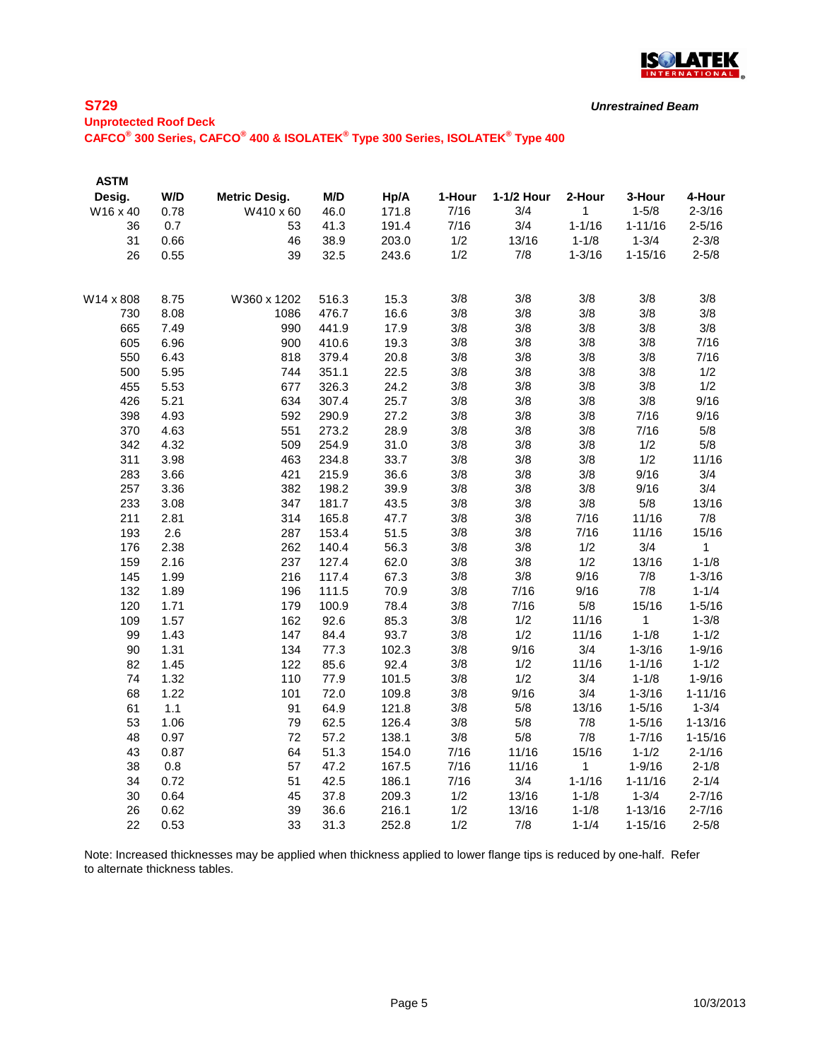**S729**

*Unrestrained Beam*

**Unprotected Roof Deck**

**CAFCO® 300 Series, CAFCO® 400 & ISOLATEK® Type 300 Series, ISOLATEK® Type 400**

| ASTM Desig. | W/D | Metric Desig. | M/D | Hp/A | 1-Hour | 1-1/2 Hour | 2-Hour | 3-Hour | 4-Hour |
|---|---|---|---|---|---|---|---|---|---|
| W16 x 40 | 0.78 | W410 x 60 | 46.0 | 171.8 | 7/16 | 3/4 | 1 | 1-5/8 | 2-3/16 |
| 36 | 0.7 | 53 | 41.3 | 191.4 | 7/16 | 3/4 | 1-1/16 | 1-11/16 | 2-5/16 |
| 31 | 0.66 | 46 | 38.9 | 203.0 | 1/2 | 13/16 | 1-1/8 | 1-3/4 | 2-3/8 |
| 26 | 0.55 | 39 | 32.5 | 243.6 | 1/2 | 7/8 | 1-3/16 | 1-15/16 | 2-5/8 |
| | | | | | | | | | |
| W14 x 808 | 8.75 | W360 x 1202 | 516.3 | 15.3 | 3/8 | 3/8 | 3/8 | 3/8 | 3/8 |
| 730 | 8.08 | 1086 | 476.7 | 16.6 | 3/8 | 3/8 | 3/8 | 3/8 | 3/8 |
| 665 | 7.49 | 990 | 441.9 | 17.9 | 3/8 | 3/8 | 3/8 | 3/8 | 3/8 |
| 605 | 6.96 | 900 | 410.6 | 19.3 | 3/8 | 3/8 | 3/8 | 3/8 | 7/16 |
| 550 | 6.43 | 818 | 379.4 | 20.8 | 3/8 | 3/8 | 3/8 | 3/8 | 7/16 |
| 500 | 5.95 | 744 | 351.1 | 22.5 | 3/8 | 3/8 | 3/8 | 3/8 | 1/2 |
| 455 | 5.53 | 677 | 326.3 | 24.2 | 3/8 | 3/8 | 3/8 | 3/8 | 1/2 |
| 426 | 5.21 | 634 | 307.4 | 25.7 | 3/8 | 3/8 | 3/8 | 3/8 | 9/16 |
| 398 | 4.93 | 592 | 290.9 | 27.2 | 3/8 | 3/8 | 3/8 | 7/16 | 9/16 |
| 370 | 4.63 | 551 | 273.2 | 28.9 | 3/8 | 3/8 | 3/8 | 7/16 | 5/8 |
| 342 | 4.32 | 509 | 254.9 | 31.0 | 3/8 | 3/8 | 3/8 | 1/2 | 5/8 |
| 311 | 3.98 | 463 | 234.8 | 33.7 | 3/8 | 3/8 | 3/8 | 1/2 | 11/16 |
| 283 | 3.66 | 421 | 215.9 | 36.6 | 3/8 | 3/8 | 3/8 | 9/16 | 3/4 |
| 257 | 3.36 | 382 | 198.2 | 39.9 | 3/8 | 3/8 | 3/8 | 9/16 | 3/4 |
| 233 | 3.08 | 347 | 181.7 | 43.5 | 3/8 | 3/8 | 3/8 | 5/8 | 13/16 |
| 211 | 2.81 | 314 | 165.8 | 47.7 | 3/8 | 3/8 | 7/16 | 11/16 | 7/8 |
| 193 | 2.6 | 287 | 153.4 | 51.5 | 3/8 | 3/8 | 7/16 | 11/16 | 15/16 |
| 176 | 2.38 | 262 | 140.4 | 56.3 | 3/8 | 3/8 | 1/2 | 3/4 | 1 |
| 159 | 2.16 | 237 | 127.4 | 62.0 | 3/8 | 3/8 | 1/2 | 13/16 | 1-1/8 |
| 145 | 1.99 | 216 | 117.4 | 67.3 | 3/8 | 3/8 | 9/16 | 7/8 | 1-3/16 |
| 132 | 1.89 | 196 | 111.5 | 70.9 | 3/8 | 7/16 | 9/16 | 7/8 | 1-1/4 |
| 120 | 1.71 | 179 | 100.9 | 78.4 | 3/8 | 7/16 | 5/8 | 15/16 | 1-5/16 |
| 109 | 1.57 | 162 | 92.6 | 85.3 | 3/8 | 1/2 | 11/16 | 1 | 1-3/8 |
| 99 | 1.43 | 147 | 84.4 | 93.7 | 3/8 | 1/2 | 11/16 | 1-1/8 | 1-1/2 |
| 90 | 1.31 | 134 | 77.3 | 102.3 | 3/8 | 9/16 | 3/4 | 1-3/16 | 1-9/16 |
| 82 | 1.45 | 122 | 85.6 | 92.4 | 3/8 | 1/2 | 11/16 | 1-1/16 | 1-1/2 |
| 74 | 1.32 | 110 | 77.9 | 101.5 | 3/8 | 1/2 | 3/4 | 1-1/8 | 1-9/16 |
| 68 | 1.22 | 101 | 72.0 | 109.8 | 3/8 | 9/16 | 3/4 | 1-3/16 | 1-11/16 |
| 61 | 1.1 | 91 | 64.9 | 121.8 | 3/8 | 5/8 | 13/16 | 1-5/16 | 1-3/4 |
| 53 | 1.06 | 79 | 62.5 | 126.4 | 3/8 | 5/8 | 7/8 | 1-5/16 | 1-13/16 |
| 48 | 0.97 | 72 | 57.2 | 138.1 | 3/8 | 5/8 | 7/8 | 1-7/16 | 1-15/16 |
| 43 | 0.87 | 64 | 51.3 | 154.0 | 7/16 | 11/16 | 15/16 | 1-1/2 | 2-1/16 |
| 38 | 0.8 | 57 | 47.2 | 167.5 | 7/16 | 11/16 | 1 | 1-9/16 | 2-1/8 |
| 34 | 0.72 | 51 | 42.5 | 186.1 | 7/16 | 3/4 | 1-1/16 | 1-11/16 | 2-1/4 |
| 30 | 0.64 | 45 | 37.8 | 209.3 | 1/2 | 13/16 | 1-1/8 | 1-3/4 | 2-7/16 |
| 26 | 0.62 | 39 | 36.6 | 216.1 | 1/2 | 13/16 | 1-1/8 | 1-13/16 | 2-7/16 |
| 22 | 0.53 | 33 | 31.3 | 252.8 | 1/2 | 7/8 | 1-1/4 | 1-15/16 | 2-5/8 |

Note: Increased thicknesses may be applied when thickness applied to lower flange tips is reduced by one-half. Refer to alternate thickness tables.

10/3/2013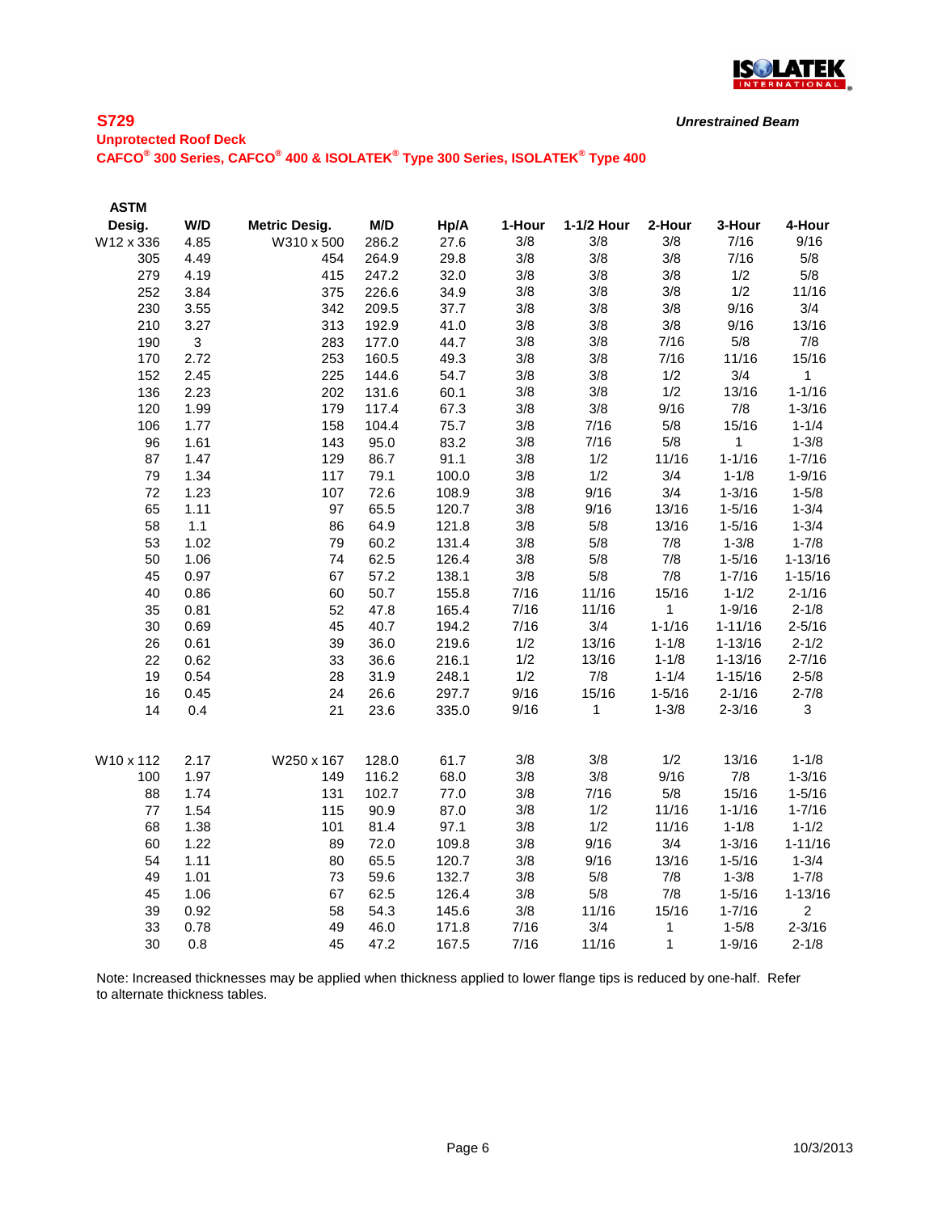**S729**

***Unrestrained Beam***

**Unprotected Roof Deck**

**CAFCO® 300 Series, CAFCO® 400 & ISOLATEK® Type 300 Series, ISOLATEK® Type 400**

| ASTM Desig. | W/D | Metric Desig. | M/D | Hp/A | 1-Hour | 1-1/2 Hour | 2-Hour | 3-Hour | 4-Hour |
|---|---|---|---|---|---|---|---|---|---|
| W12 x 336 | 4.85 | W310 x 500 | 286.2 | 27.6 | 3/8 | 3/8 | 3/8 | 7/16 | 9/16 |
| 305 | 4.49 | 454 | 264.9 | 29.8 | 3/8 | 3/8 | 3/8 | 7/16 | 5/8 |
| 279 | 4.19 | 415 | 247.2 | 32.0 | 3/8 | 3/8 | 3/8 | 1/2 | 5/8 |
| 252 | 3.84 | 375 | 226.6 | 34.9 | 3/8 | 3/8 | 3/8 | 1/2 | 11/16 |
| 230 | 3.55 | 342 | 209.5 | 37.7 | 3/8 | 3/8 | 3/8 | 9/16 | 3/4 |
| 210 | 3.27 | 313 | 192.9 | 41.0 | 3/8 | 3/8 | 3/8 | 9/16 | 13/16 |
| 190 | 3 | 283 | 177.0 | 44.7 | 3/8 | 3/8 | 7/16 | 5/8 | 7/8 |
| 170 | 2.72 | 253 | 160.5 | 49.3 | 3/8 | 3/8 | 7/16 | 11/16 | 15/16 |
| 152 | 2.45 | 225 | 144.6 | 54.7 | 3/8 | 3/8 | 1/2 | 3/4 | 1 |
| 136 | 2.23 | 202 | 131.6 | 60.1 | 3/8 | 3/8 | 1/2 | 13/16 | 1-1/16 |
| 120 | 1.99 | 179 | 117.4 | 67.3 | 3/8 | 3/8 | 9/16 | 7/8 | 1-3/16 |
| 106 | 1.77 | 158 | 104.4 | 75.7 | 3/8 | 7/16 | 5/8 | 15/16 | 1-1/4 |
| 96 | 1.61 | 143 | 95.0 | 83.2 | 3/8 | 7/16 | 5/8 | 1 | 1-3/8 |
| 87 | 1.47 | 129 | 86.7 | 91.1 | 3/8 | 1/2 | 11/16 | 1-1/16 | 1-7/16 |
| 79 | 1.34 | 117 | 79.1 | 100.0 | 3/8 | 1/2 | 3/4 | 1-1/8 | 1-9/16 |
| 72 | 1.23 | 107 | 72.6 | 108.9 | 3/8 | 9/16 | 3/4 | 1-3/16 | 1-5/8 |
| 65 | 1.11 | 97 | 65.5 | 120.7 | 3/8 | 9/16 | 13/16 | 1-5/16 | 1-3/4 |
| 58 | 1.1 | 86 | 64.9 | 121.8 | 3/8 | 5/8 | 13/16 | 1-5/16 | 1-3/4 |
| 53 | 1.02 | 79 | 60.2 | 131.4 | 3/8 | 5/8 | 7/8 | 1-3/8 | 1-7/8 |
| 50 | 1.06 | 74 | 62.5 | 126.4 | 3/8 | 5/8 | 7/8 | 1-5/16 | 1-13/16 |
| 45 | 0.97 | 67 | 57.2 | 138.1 | 3/8 | 5/8 | 7/8 | 1-7/16 | 1-15/16 |
| 40 | 0.86 | 60 | 50.7 | 155.8 | 7/16 | 11/16 | 15/16 | 1-1/2 | 2-1/16 |
| 35 | 0.81 | 52 | 47.8 | 165.4 | 7/16 | 11/16 | 1 | 1-9/16 | 2-1/8 |
| 30 | 0.69 | 45 | 40.7 | 194.2 | 7/16 | 3/4 | 1-1/16 | 1-11/16 | 2-5/16 |
| 26 | 0.61 | 39 | 36.0 | 219.6 | 1/2 | 13/16 | 1-1/8 | 1-13/16 | 2-1/2 |
| 22 | 0.62 | 33 | 36.6 | 216.1 | 1/2 | 13/16 | 1-1/8 | 1-13/16 | 2-7/16 |
| 19 | 0.54 | 28 | 31.9 | 248.1 | 1/2 | 7/8 | 1-1/4 | 1-15/16 | 2-5/8 |
| 16 | 0.45 | 24 | 26.6 | 297.7 | 9/16 | 15/16 | 1-5/16 | 2-1/16 | 2-7/8 |
| 14 | 0.4 | 21 | 23.6 | 335.0 | 9/16 | 1 | 1-3/8 | 2-3/16 | 3 |
| | | | | | | | | | |
| W10 x 112 | 2.17 | W250 x 167 | 128.0 | 61.7 | 3/8 | 3/8 | 1/2 | 13/16 | 1-1/8 |
| 100 | 1.97 | 149 | 116.2 | 68.0 | 3/8 | 3/8 | 9/16 | 7/8 | 1-3/16 |
| 88 | 1.74 | 131 | 102.7 | 77.0 | 3/8 | 7/16 | 5/8 | 15/16 | 1-5/16 |
| 77 | 1.54 | 115 | 90.9 | 87.0 | 3/8 | 1/2 | 11/16 | 1-1/16 | 1-7/16 |
| 68 | 1.38 | 101 | 81.4 | 97.1 | 3/8 | 1/2 | 11/16 | 1-1/8 | 1-1/2 |
| 60 | 1.22 | 89 | 72.0 | 109.8 | 3/8 | 9/16 | 3/4 | 1-3/16 | 1-11/16 |
| 54 | 1.11 | 80 | 65.5 | 120.7 | 3/8 | 9/16 | 13/16 | 1-5/16 | 1-3/4 |
| 49 | 1.01 | 73 | 59.6 | 132.7 | 3/8 | 5/8 | 7/8 | 1-3/8 | 1-7/8 |
| 45 | 1.06 | 67 | 62.5 | 126.4 | 3/8 | 5/8 | 7/8 | 1-5/16 | 1-13/16 |
| 39 | 0.92 | 58 | 54.3 | 145.6 | 3/8 | 11/16 | 15/16 | 1-7/16 | 2 |
| 33 | 0.78 | 49 | 46.0 | 171.8 | 7/16 | 3/4 | 1 | 1-5/8 | 2-3/16 |
| 30 | 0.8 | 45 | 47.2 | 167.5 | 7/16 | 11/16 | 1 | 1-9/16 | 2-1/8 |

Note: Increased thicknesses may be applied when thickness applied to lower flange tips is reduced by one-half. Refer to alternate thickness tables.

10/3/2013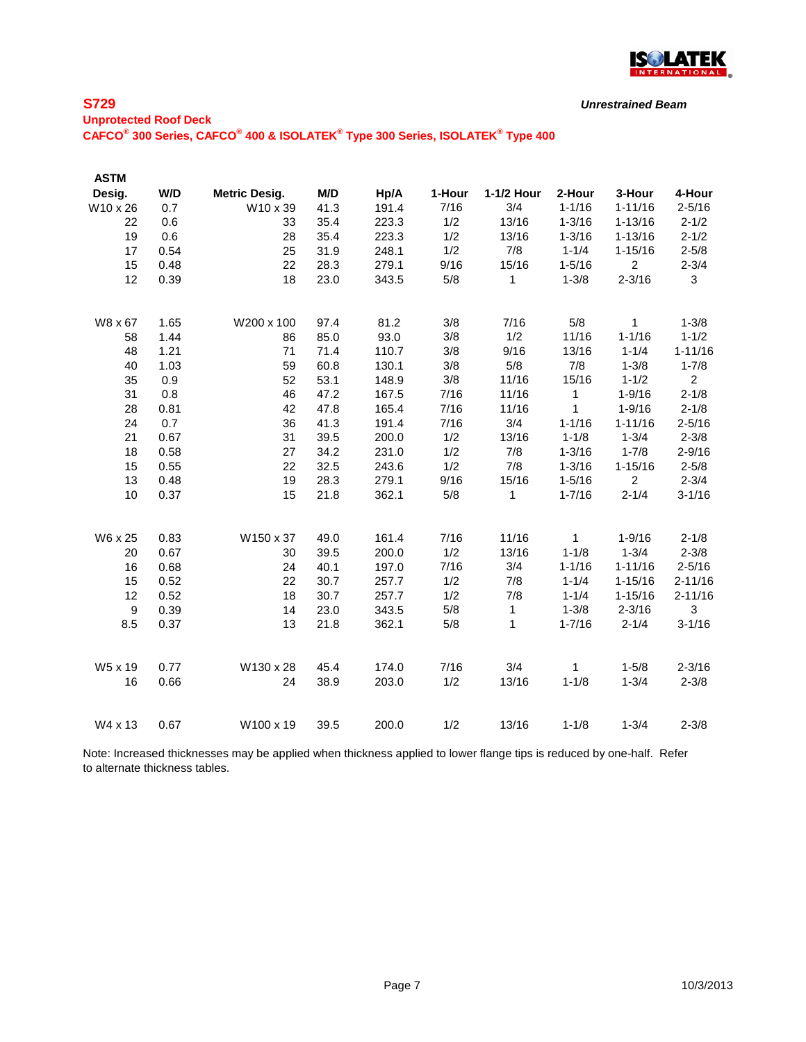## S729

***Unrestrained Beam***

**Unprotected Roof Deck**

**CAFCO® 300 Series, CAFCO® 400 & ISOLATEK® Type 300 Series, ISOLATEK® Type 400**

| ASTM Desig. | W/D | Metric Desig. | M/D | Hp/A | 1-Hour | 1-1/2 Hour | 2-Hour | 3-Hour | 4-Hour |
|---|---|---|---|---|---|---|---|---|---|
| W10 x 26 | 0.7 | W10 x 39 | 41.3 | 191.4 | 7/16 | 3/4 | 1-1/16 | 1-11/16 | 2-5/16 |
| 22 | 0.6 | 33 | 35.4 | 223.3 | 1/2 | 13/16 | 1-3/16 | 1-13/16 | 2-1/2 |
| 19 | 0.6 | 28 | 35.4 | 223.3 | 1/2 | 13/16 | 1-3/16 | 1-13/16 | 2-1/2 |
| 17 | 0.54 | 25 | 31.9 | 248.1 | 1/2 | 7/8 | 1-1/4 | 1-15/16 | 2-5/8 |
| 15 | 0.48 | 22 | 28.3 | 279.1 | 9/16 | 15/16 | 1-5/16 | 2 | 2-3/4 |
| 12 | 0.39 | 18 | 23.0 | 343.5 | 5/8 | 1 | 1-3/8 | 2-3/16 | 3 |
| | | | | | | | | | |
| W8 x 67 | 1.65 | W200 x 100 | 97.4 | 81.2 | 3/8 | 7/16 | 5/8 | 1 | 1-3/8 |
| 58 | 1.44 | 86 | 85.0 | 93.0 | 3/8 | 1/2 | 11/16 | 1-1/16 | 1-1/2 |
| 48 | 1.21 | 71 | 71.4 | 110.7 | 3/8 | 9/16 | 13/16 | 1-1/4 | 1-11/16 |
| 40 | 1.03 | 59 | 60.8 | 130.1 | 3/8 | 5/8 | 7/8 | 1-3/8 | 1-7/8 |
| 35 | 0.9 | 52 | 53.1 | 148.9 | 3/8 | 11/16 | 15/16 | 1-1/2 | 2 |
| 31 | 0.8 | 46 | 47.2 | 167.5 | 7/16 | 11/16 | 1 | 1-9/16 | 2-1/8 |
| 28 | 0.81 | 42 | 47.8 | 165.4 | 7/16 | 11/16 | 1 | 1-9/16 | 2-1/8 |
| 24 | 0.7 | 36 | 41.3 | 191.4 | 7/16 | 3/4 | 1-1/16 | 1-11/16 | 2-5/16 |
| 21 | 0.67 | 31 | 39.5 | 200.0 | 1/2 | 13/16 | 1-1/8 | 1-3/4 | 2-3/8 |
| 18 | 0.58 | 27 | 34.2 | 231.0 | 1/2 | 7/8 | 1-3/16 | 1-7/8 | 2-9/16 |
| 15 | 0.55 | 22 | 32.5 | 243.6 | 1/2 | 7/8 | 1-3/16 | 1-15/16 | 2-5/8 |
| 13 | 0.48 | 19 | 28.3 | 279.1 | 9/16 | 15/16 | 1-5/16 | 2 | 2-3/4 |
| 10 | 0.37 | 15 | 21.8 | 362.1 | 5/8 | 1 | 1-7/16 | 2-1/4 | 3-1/16 |
| | | | | | | | | | |
| W6 x 25 | 0.83 | W150 x 37 | 49.0 | 161.4 | 7/16 | 11/16 | 1 | 1-9/16 | 2-1/8 |
| 20 | 0.67 | 30 | 39.5 | 200.0 | 1/2 | 13/16 | 1-1/8 | 1-3/4 | 2-3/8 |
| 16 | 0.68 | 24 | 40.1 | 197.0 | 7/16 | 3/4 | 1-1/16 | 1-11/16 | 2-5/16 |
| 15 | 0.52 | 22 | 30.7 | 257.7 | 1/2 | 7/8 | 1-1/4 | 1-15/16 | 2-11/16 |
| 12 | 0.52 | 18 | 30.7 | 257.7 | 1/2 | 7/8 | 1-1/4 | 1-15/16 | 2-11/16 |
| 9 | 0.39 | 14 | 23.0 | 343.5 | 5/8 | 1 | 1-3/8 | 2-3/16 | 3 |
| 8.5 | 0.37 | 13 | 21.8 | 362.1 | 5/8 | 1 | 1-7/16 | 2-1/4 | 3-1/16 |
| | | | | | | | | | |
| W5 x 19 | 0.77 | W130 x 28 | 45.4 | 174.0 | 7/16 | 3/4 | 1 | 1-5/8 | 2-3/16 |
| 16 | 0.66 | 24 | 38.9 | 203.0 | 1/2 | 13/16 | 1-1/8 | 1-3/4 | 2-3/8 |
| | | | | | | | | | |
| W4 x 13 | 0.67 | W100 x 19 | 39.5 | 200.0 | 1/2 | 13/16 | 1-1/8 | 1-3/4 | 2-3/8 |

Note: Increased thicknesses may be applied when thickness applied to lower flange tips is reduced by one-half. Refer to alternate thickness tables.

10/3/2013